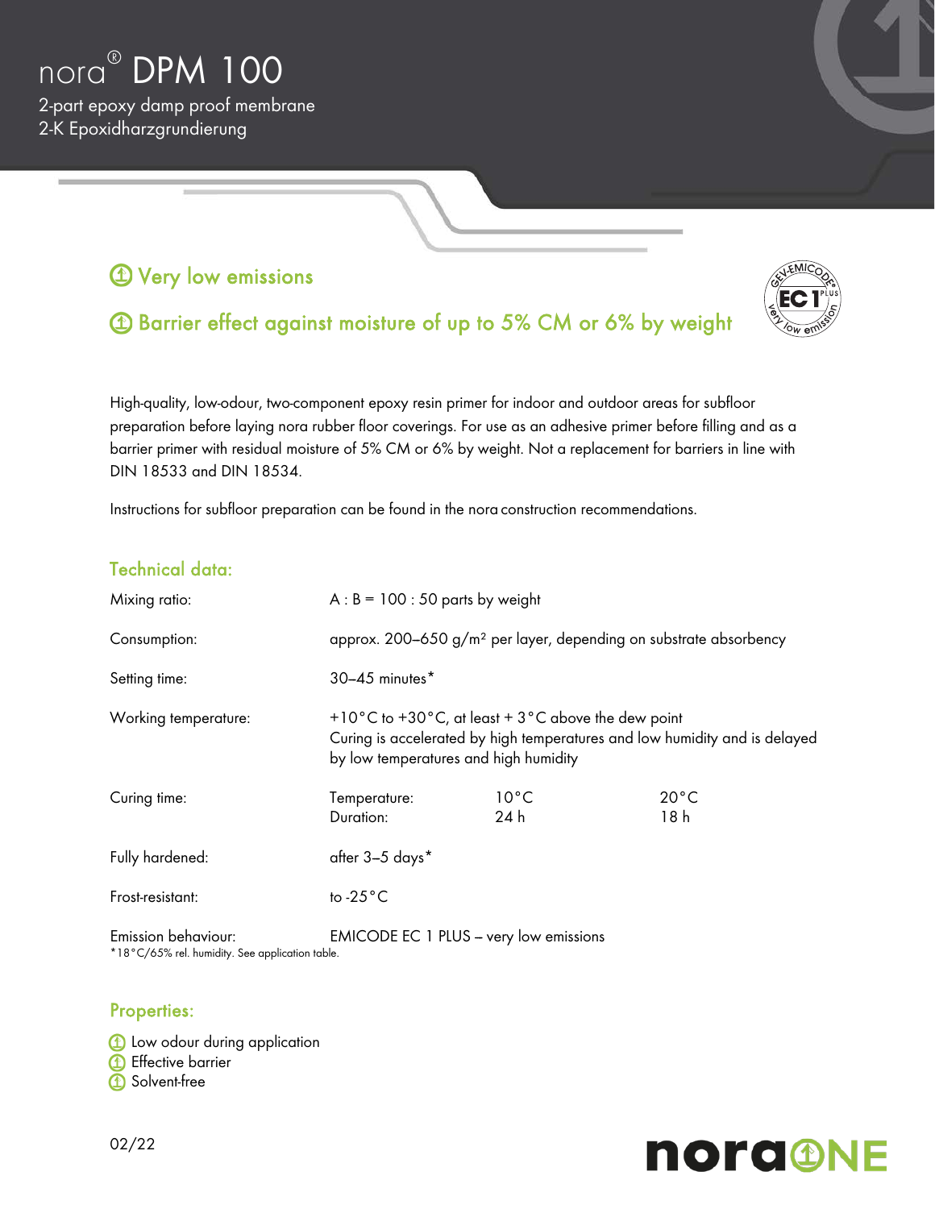# nora® DPM 100

2-part epoxy damp proof membrane
2-K Epoxidharzgrundierung

## Very low emissions

## Barrier effect against moisture of up to 5% CM or 6% by weight

High-quality, low-odour, two-component epoxy resin primer for indoor and outdoor areas for subfloor preparation before laying nora rubber floor coverings. For use as an adhesive primer before filling and as a barrier primer with residual moisture of 5% CM or 6% by weight. Not a replacement for barriers in line with DIN 18533 and DIN 18534.

Instructions for subfloor preparation can be found in the nora construction recommendations.

## Technical data:

| | | | |
|---|---|---|---|
| Mixing ratio: | A : B = 100 : 50 parts by weight | | |
| Consumption: | approx. 200–650 g/m² per layer, depending on substrate absorbency | | |
| Setting time: | 30–45 minutes* | | |
| Working temperature: | +10 °C to +30 °C, at least + 3 °C above the dew point<br>Curing is accelerated by high temperatures and low humidity and is delayed by low temperatures and high humidity | | |
| Curing time: | Temperature:<br>Duration: | 10 °C<br>24 h | 20 °C<br>18 h |
| Fully hardened: | after 3–5 days* | | |
| Frost-resistant: | to -25 °C | | |
| Emission behaviour: | EMICODE EC 1 PLUS – very low emissions | | |

*18 °C/65% rel. humidity. See application table.

## Properties:

- Low odour during application
- Effective barrier
- Solvent-free

02/22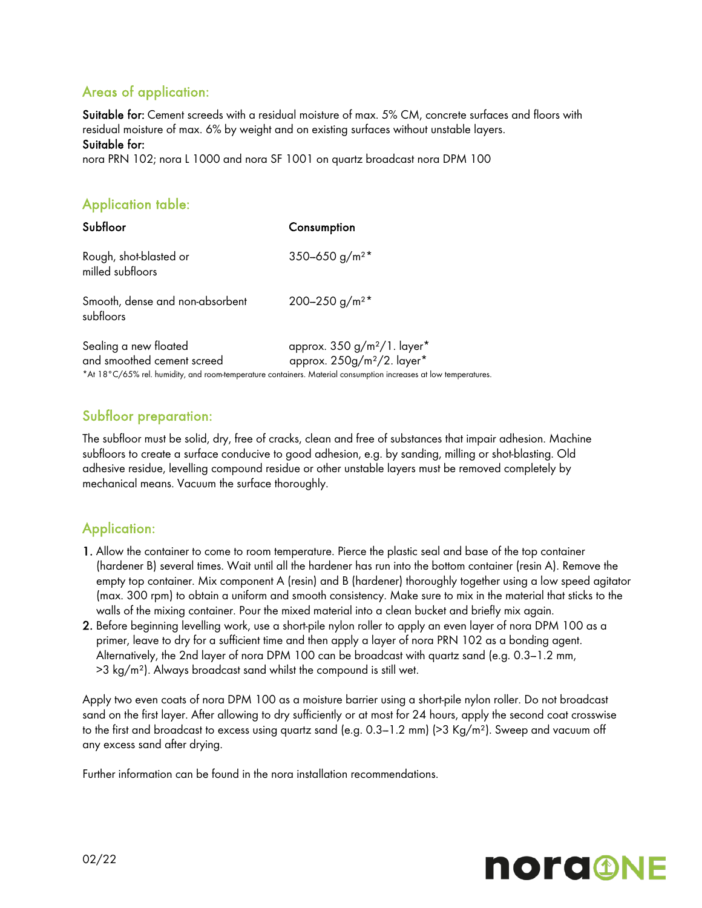## Areas of application:

**Suitable for:** Cement screeds with a residual moisture of max. 5% CM, concrete surfaces and floors with residual moisture of max. 6% by weight and on existing surfaces without unstable layers.
**Suitable for:**
nora PRN 102; nora L 1000 and nora SF 1001 on quartz broadcast nora DPM 100

## Application table:

| Subfloor | Consumption |
|---|---|
| Rough, shot-blasted or milled subfloors | 350–650 g/m²* |
| Smooth, dense and non-absorbent subfloors | 200–250 g/m²* |
| Sealing a new floated and smoothed cement screed | approx. 350 g/m²/1. layer*<br>approx. 250g/m²/2. layer* |

*At 18°C/65% rel. humidity, and room-temperature containers. Material consumption increases at low temperatures.

## Subfloor preparation:

The subfloor must be solid, dry, free of cracks, clean and free of substances that impair adhesion. Machine subfloors to create a surface conducive to good adhesion, e.g. by sanding, milling or shot-blasting. Old adhesive residue, levelling compound residue or other unstable layers must be removed completely by mechanical means. Vacuum the surface thoroughly.

## Application:

1. Allow the container to come to room temperature. Pierce the plastic seal and base of the top container (hardener B) several times. Wait until all the hardener has run into the bottom container (resin A). Remove the empty top container. Mix component A (resin) and B (hardener) thoroughly together using a low speed agitator (max. 300 rpm) to obtain a uniform and smooth consistency. Make sure to mix in the material that sticks to the walls of the mixing container. Pour the mixed material into a clean bucket and briefly mix again.
2. Before beginning levelling work, use a short-pile nylon roller to apply an even layer of nora DPM 100 as a primer, leave to dry for a sufficient time and then apply a layer of nora PRN 102 as a bonding agent. Alternatively, the 2nd layer of nora DPM 100 can be broadcast with quartz sand (e.g. 0.3–1.2 mm, >3 kg/m²). Always broadcast sand whilst the compound is still wet.

Apply two even coats of nora DPM 100 as a moisture barrier using a short-pile nylon roller. Do not broadcast sand on the first layer. After allowing to dry sufficiently or at most for 24 hours, apply the second coat crosswise to the first and broadcast to excess using quartz sand (e.g. 0.3–1.2 mm) (>3 Kg/m²). Sweep and vacuum off any excess sand after drying.

Further information can be found in the nora installation recommendations.

02/22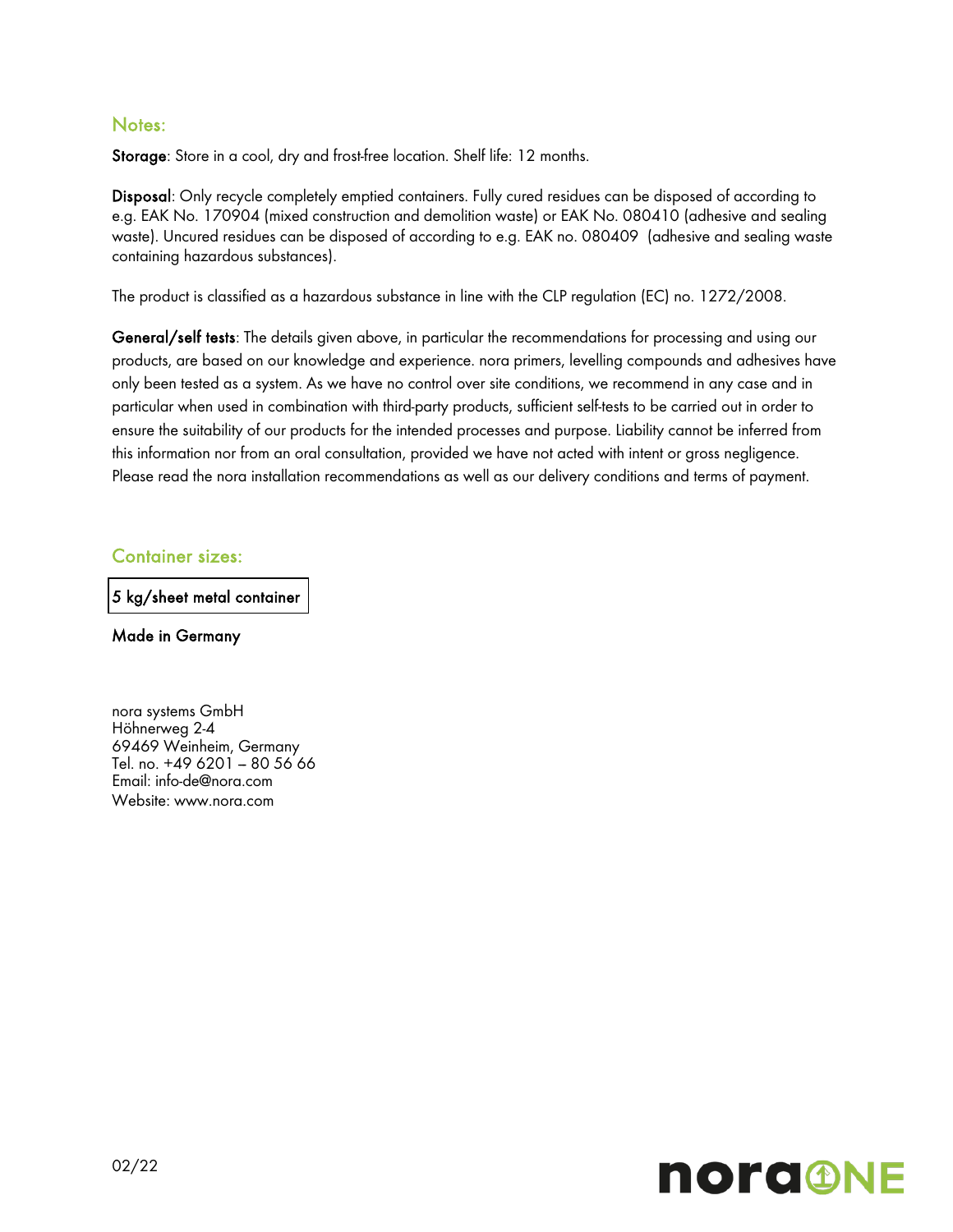## Notes:

**Storage**: Store in a cool, dry and frost-free location. Shelf life: 12 months.

**Disposal**: Only recycle completely emptied containers. Fully cured residues can be disposed of according to e.g. EAK No. 170904 (mixed construction and demolition waste) or EAK No. 080410 (adhesive and sealing waste). Uncured residues can be disposed of according to e.g. EAK no. 080409 (adhesive and sealing waste containing hazardous substances).

The product is classified as a hazardous substance in line with the CLP regulation (EC) no. 1272/2008.

**General/self tests**: The details given above, in particular the recommendations for processing and using our products, are based on our knowledge and experience. nora primers, levelling compounds and adhesives have only been tested as a system. As we have no control over site conditions, we recommend in any case and in particular when used in combination with third-party products, sufficient self-tests to be carried out in order to ensure the suitability of our products for the intended processes and purpose. Liability cannot be inferred from this information nor from an oral consultation, provided we have not acted with intent or gross negligence. Please read the nora installation recommendations as well as our delivery conditions and terms of payment.

## Container sizes:

5 kg/sheet metal container

**Made in Germany**

nora systems GmbH
Höhnerweg 2-4
69469 Weinheim, Germany
Tel. no. +49 6201 – 80 56 66
Email: info-de@nora.com
Website: www.nora.com

02/22

noraONE